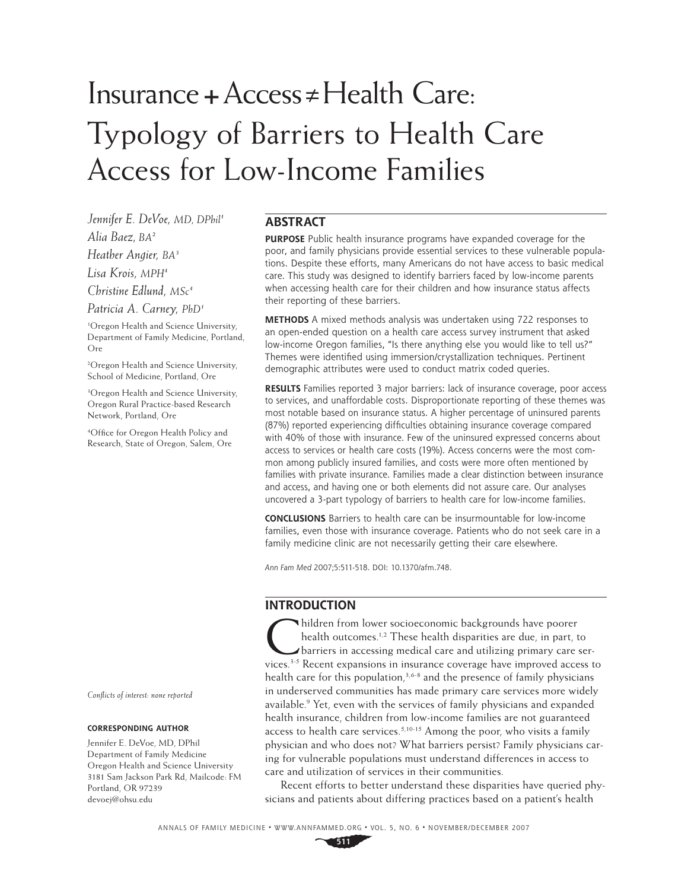# Insurance + Access ≠ Health Care: Typology of Barriers to Health Care Access for Low-Income Families

*Jennifer E. DeVoe, MD, DPhil*[1]
*Alia Baez, BA*[2]
*Heather Angier, BA*[3]
*Lisa Krois, MPH*[4]
*Christine Edlund, MSc*[4]
*Patricia A. Carney, PhD*[1]

[1]Oregon Health and Science University, Department of Family Medicine, Portland, Ore

[2]Oregon Health and Science University, School of Medicine, Portland, Ore

[3]Oregon Health and Science University, Oregon Rural Practice-based Research Network, Portland, Ore

[4]Office for Oregon Health Policy and Research, State of Oregon, Salem, Ore

*Conflicts of interest: none reported*

**CORRESPONDING AUTHOR**

Jennifer E. DeVoe, MD, DPhil
Department of Family Medicine
Oregon Health and Science University
3181 Sam Jackson Park Rd, Mailcode: FM
Portland, OR 97239
devoej@ohsu.edu

## ABSTRACT

**PURPOSE** Public health insurance programs have expanded coverage for the poor, and family physicians provide essential services to these vulnerable populations. Despite these efforts, many Americans do not have access to basic medical care. This study was designed to identify barriers faced by low-income parents when accessing health care for their children and how insurance status affects their reporting of these barriers.

**METHODS** A mixed methods analysis was undertaken using 722 responses to an open-ended question on a health care access survey instrument that asked low-income Oregon families, "Is there anything else you would like to tell us?" Themes were identified using immersion/crystallization techniques. Pertinent demographic attributes were used to conduct matrix coded queries.

**RESULTS** Families reported 3 major barriers: lack of insurance coverage, poor access to services, and unaffordable costs. Disproportionate reporting of these themes was most notable based on insurance status. A higher percentage of uninsured parents (87%) reported experiencing difficulties obtaining insurance coverage compared with 40% of those with insurance. Few of the uninsured expressed concerns about access to services or health care costs (19%). Access concerns were the most common among publicly insured families, and costs were more often mentioned by families with private insurance. Families made a clear distinction between insurance and access, and having one or both elements did not assure care. Our analyses uncovered a 3-part typology of barriers to health care for low-income families.

**CONCLUSIONS** Barriers to health care can be insurmountable for low-income families, even those with insurance coverage. Patients who do not seek care in a family medicine clinic are not necessarily getting their care elsewhere.

*Ann Fam Med* 2007;5:511-518. DOI: 10.1370/afm.748.

## INTRODUCTION

Children from lower socioeconomic backgrounds have poorer health outcomes.[1,2] These health disparities are due, in part, to barriers in accessing medical care and utilizing primary care services.[3-5] Recent expansions in insurance coverage have improved access to health care for this population,[3,6-8] and the presence of family physicians in underserved communities has made primary care services more widely available.[9] Yet, even with the services of family physicians and expanded health insurance, children from low-income families are not guaranteed access to health care services.[5,10-15] Among the poor, who visits a family physician and who does not? What barriers persist? Family physicians caring for vulnerable populations must understand differences in access to care and utilization of services in their communities.

Recent efforts to better understand these disparities have queried physicians and patients about differing practices based on a patient's health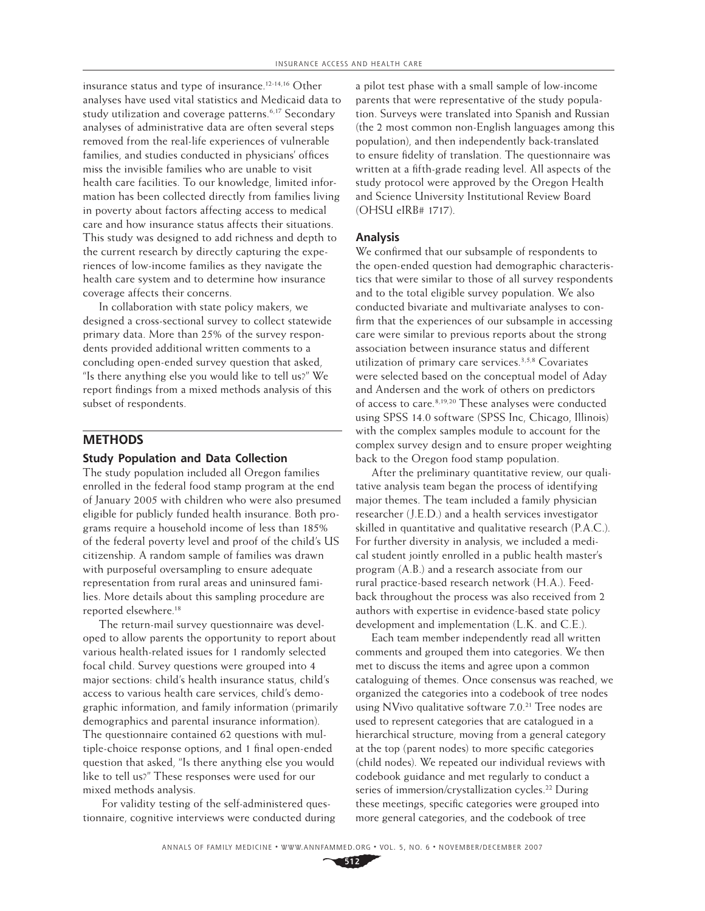insurance status and type of insurance.[12-14,16] Other analyses have used vital statistics and Medicaid data to study utilization and coverage patterns.[6,17] Secondary analyses of administrative data are often several steps removed from the real-life experiences of vulnerable families, and studies conducted in physicians' offices miss the invisible families who are unable to visit health care facilities. To our knowledge, limited information has been collected directly from families living in poverty about factors affecting access to medical care and how insurance status affects their situations. This study was designed to add richness and depth to the current research by directly capturing the experiences of low-income families as they navigate the health care system and to determine how insurance coverage affects their concerns.

In collaboration with state policy makers, we designed a cross-sectional survey to collect statewide primary data. More than 25% of the survey respondents provided additional written comments to a concluding open-ended survey question that asked, "Is there anything else you would like to tell us?" We report findings from a mixed methods analysis of this subset of respondents.

## METHODS

### Study Population and Data Collection

The study population included all Oregon families enrolled in the federal food stamp program at the end of January 2005 with children who were also presumed eligible for publicly funded health insurance. Both programs require a household income of less than 185% of the federal poverty level and proof of the child's US citizenship. A random sample of families was drawn with purposeful oversampling to ensure adequate representation from rural areas and uninsured families. More details about this sampling procedure are reported elsewhere.[18]

The return-mail survey questionnaire was developed to allow parents the opportunity to report about various health-related issues for 1 randomly selected focal child. Survey questions were grouped into 4 major sections: child's health insurance status, child's access to various health care services, child's demographic information, and family information (primarily demographics and parental insurance information). The questionnaire contained 62 questions with multiple-choice response options, and 1 final open-ended question that asked, "Is there anything else you would like to tell us?" These responses were used for our mixed methods analysis.

For validity testing of the self-administered questionnaire, cognitive interviews were conducted during a pilot test phase with a small sample of low-income parents that were representative of the study population. Surveys were translated into Spanish and Russian (the 2 most common non-English languages among this population), and then independently back-translated to ensure fidelity of translation. The questionnaire was written at a fifth-grade reading level. All aspects of the study protocol were approved by the Oregon Health and Science University Institutional Review Board (OHSU eIRB# 1717).

### Analysis

We confirmed that our subsample of respondents to the open-ended question had demographic characteristics that were similar to those of all survey respondents and to the total eligible survey population. We also conducted bivariate and multivariate analyses to confirm that the experiences of our subsample in accessing care were similar to previous reports about the strong association between insurance status and different utilization of primary care services.[3,5,8] Covariates were selected based on the conceptual model of Aday and Andersen and the work of others on predictors of access to care.[8,19,20] These analyses were conducted using SPSS 14.0 software (SPSS Inc, Chicago, Illinois) with the complex samples module to account for the complex survey design and to ensure proper weighting back to the Oregon food stamp population.

After the preliminary quantitative review, our qualitative analysis team began the process of identifying major themes. The team included a family physician researcher (J.E.D.) and a health services investigator skilled in quantitative and qualitative research (P.A.C.). For further diversity in analysis, we included a medical student jointly enrolled in a public health master's program (A.B.) and a research associate from our rural practice-based research network (H.A.). Feedback throughout the process was also received from 2 authors with expertise in evidence-based state policy development and implementation (L.K. and C.E.).

Each team member independently read all written comments and grouped them into categories. We then met to discuss the items and agree upon a common cataloguing of themes. Once consensus was reached, we organized the categories into a codebook of tree nodes using NVivo qualitative software 7.0.[21] Tree nodes are used to represent categories that are catalogued in a hierarchical structure, moving from a general category at the top (parent nodes) to more specific categories (child nodes). We repeated our individual reviews with codebook guidance and met regularly to conduct a series of immersion/crystallization cycles.[22] During these meetings, specific categories were grouped into more general categories, and the codebook of tree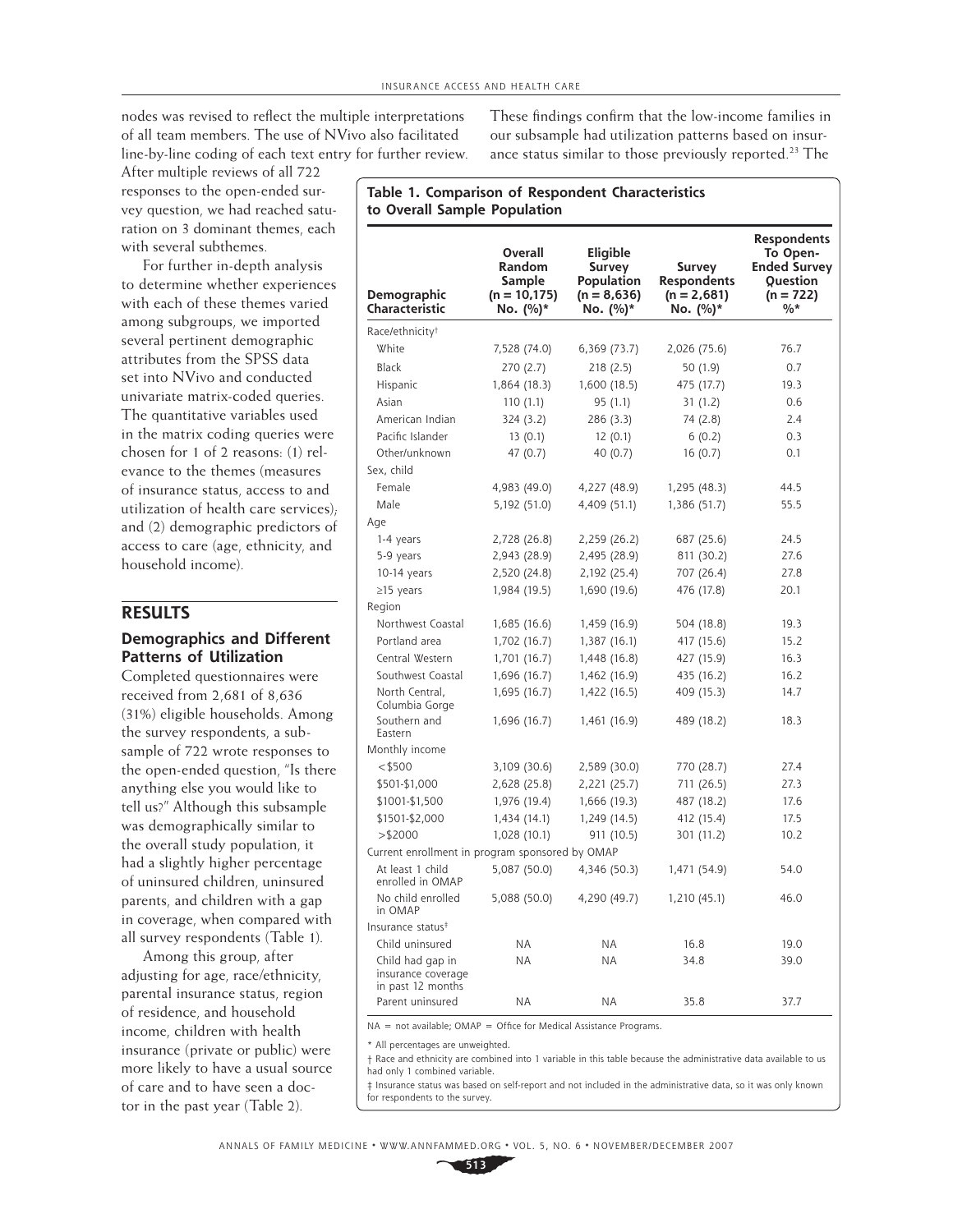nodes was revised to reflect the multiple interpretations of all team members. The use of NVivo also facilitated line-by-line coding of each text entry for further review. After multiple reviews of all 722 responses to the open-ended survey question, we had reached saturation on 3 dominant themes, each with several subthemes.

For further in-depth analysis to determine whether experiences with each of these themes varied among subgroups, we imported several pertinent demographic attributes from the SPSS data set into NVivo and conducted univariate matrix-coded queries. The quantitative variables used in the matrix coding queries were chosen for 1 of 2 reasons: (1) relevance to the themes (measures of insurance status, access to and utilization of health care services); and (2) demographic predictors of access to care (age, ethnicity, and household income).

## RESULTS

### Demographics and Different Patterns of Utilization

Completed questionnaires were received from 2,681 of 8,636 (31%) eligible households. Among the survey respondents, a subsample of 722 wrote responses to the open-ended question, "Is there anything else you would like to tell us?" Although this subsample was demographically similar to the overall study population, it had a slightly higher percentage of uninsured children, uninsured parents, and children with a gap in coverage, when compared with all survey respondents (Table 1).

Among this group, after adjusting for age, race/ethnicity, parental insurance status, region of residence, and household income, children with health insurance (private or public) were more likely to have a usual source of care and to have seen a doctor in the past year (Table 2).

These findings confirm that the low-income families in our subsample had utilization patterns based on insurance status similar to those previously reported.[23] The

**Table 1. Comparison of Respondent Characteristics to Overall Sample Population**

| Demographic Characteristic | Overall Random Sample (n = 10,175) No. (%)* | Eligible Survey Population (n = 8,636) No. (%)* | Survey Respondents (n = 2,681) No. (%)* | Respondents To Open-Ended Survey Question (n = 722) %* |
|---|---|---|---|---|
| Race/ethnicity† | | | | |
| White | 7,528 (74.0) | 6,369 (73.7) | 2,026 (75.6) | 76.7 |
| Black | 270 (2.7) | 218 (2.5) | 50 (1.9) | 0.7 |
| Hispanic | 1,864 (18.3) | 1,600 (18.5) | 475 (17.7) | 19.3 |
| Asian | 110 (1.1) | 95 (1.1) | 31 (1.2) | 0.6 |
| American Indian | 324 (3.2) | 286 (3.3) | 74 (2.8) | 2.4 |
| Pacific Islander | 13 (0.1) | 12 (0.1) | 6 (0.2) | 0.3 |
| Other/unknown | 47 (0.7) | 40 (0.7) | 16 (0.7) | 0.1 |
| Sex, child | | | | |
| Female | 4,983 (49.0) | 4,227 (48.9) | 1,295 (48.3) | 44.5 |
| Male | 5,192 (51.0) | 4,409 (51.1) | 1,386 (51.7) | 55.5 |
| Age | | | | |
| 1-4 years | 2,728 (26.8) | 2,259 (26.2) | 687 (25.6) | 24.5 |
| 5-9 years | 2,943 (28.9) | 2,495 (28.9) | 811 (30.2) | 27.6 |
| 10-14 years | 2,520 (24.8) | 2,192 (25.4) | 707 (26.4) | 27.8 |
| ≥15 years | 1,984 (19.5) | 1,690 (19.6) | 476 (17.8) | 20.1 |
| Region | | | | |
| Northwest Coastal | 1,685 (16.6) | 1,459 (16.9) | 504 (18.8) | 19.3 |
| Portland area | 1,702 (16.7) | 1,387 (16.1) | 417 (15.6) | 15.2 |
| Central Western | 1,701 (16.7) | 1,448 (16.8) | 427 (15.9) | 16.3 |
| Southwest Coastal | 1,696 (16.7) | 1,462 (16.9) | 435 (16.2) | 16.2 |
| North Central, Columbia Gorge | 1,695 (16.7) | 1,422 (16.5) | 409 (15.3) | 14.7 |
| Southern and Eastern | 1,696 (16.7) | 1,461 (16.9) | 489 (18.2) | 18.3 |
| Monthly income | | | | |
| <$500 | 3,109 (30.6) | 2,589 (30.0) | 770 (28.7) | 27.4 |
| $501-$1,000 | 2,628 (25.8) | 2,221 (25.7) | 711 (26.5) | 27.3 |
| $1001-$1,500 | 1,976 (19.4) | 1,666 (19.3) | 487 (18.2) | 17.6 |
| $1501-$2,000 | 1,434 (14.1) | 1,249 (14.5) | 412 (15.4) | 17.5 |
| >$2000 | 1,028 (10.1) | 911 (10.5) | 301 (11.2) | 10.2 |
| Current enrollment in program sponsored by OMAP | | | | |
| At least 1 child enrolled in OMAP | 5,087 (50.0) | 4,346 (50.3) | 1,471 (54.9) | 54.0 |
| No child enrolled in OMAP | 5,088 (50.0) | 4,290 (49.7) | 1,210 (45.1) | 46.0 |
| Insurance status‡ | | | | |
| Child uninsured | NA | NA | 16.8 | 19.0 |
| Child had gap in insurance coverage in past 12 months | NA | NA | 34.8 | 39.0 |
| Parent uninsured | NA | NA | 35.8 | 37.7 |

NA = not available; OMAP = Office for Medical Assistance Programs.

\* All percentages are unweighted.

† Race and ethnicity are combined into 1 variable in this table because the administrative data available to us had only 1 combined variable.

‡ Insurance status was based on self-report and not included in the administrative data, so it was only known for respondents to the survey.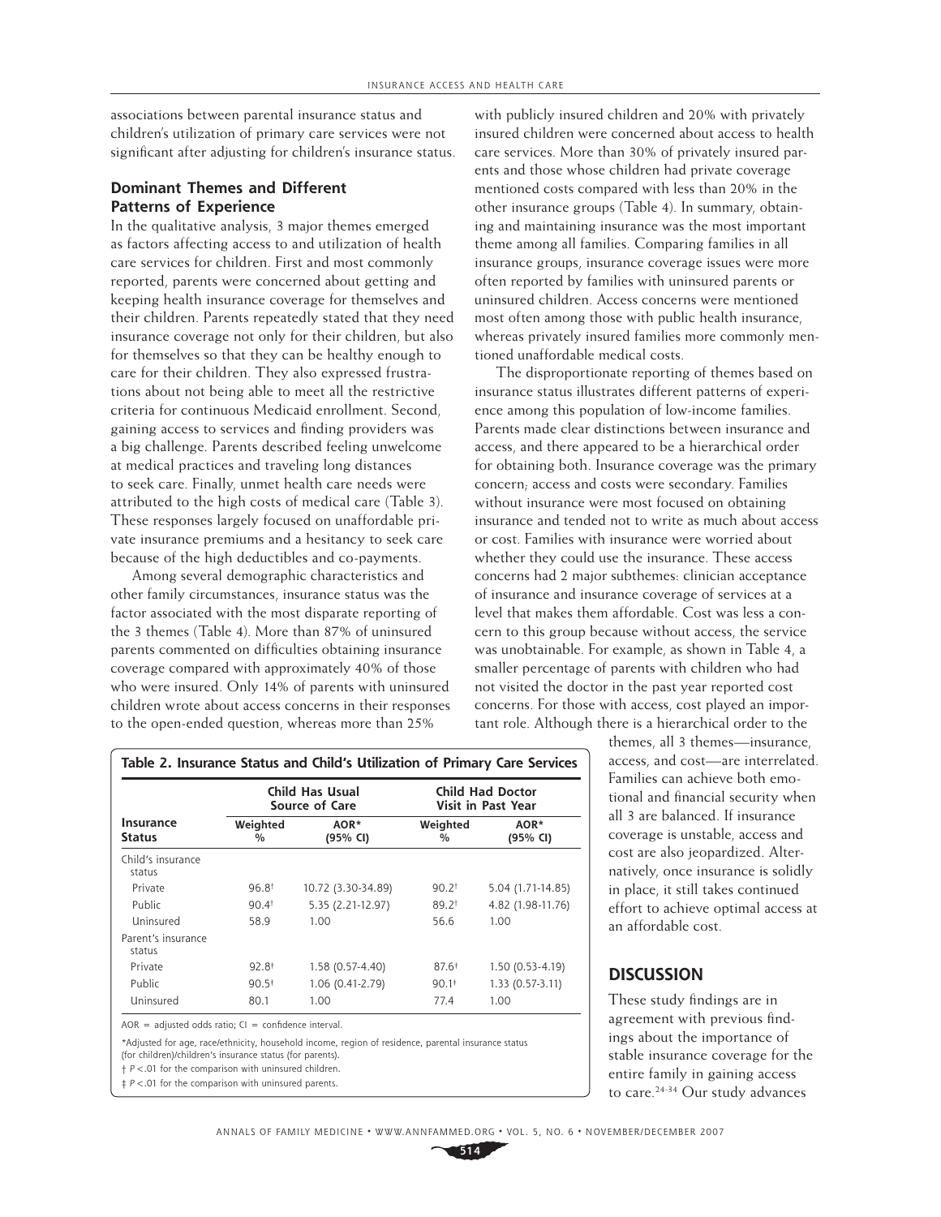associations between parental insurance status and children's utilization of primary care services were not significant after adjusting for children's insurance status.

### Dominant Themes and Different Patterns of Experience

In the qualitative analysis, 3 major themes emerged as factors affecting access to and utilization of health care services for children. First and most commonly reported, parents were concerned about getting and keeping health insurance coverage for themselves and their children. Parents repeatedly stated that they need insurance coverage not only for their children, but also for themselves so that they can be healthy enough to care for their children. They also expressed frustrations about not being able to meet all the restrictive criteria for continuous Medicaid enrollment. Second, gaining access to services and finding providers was a big challenge. Parents described feeling unwelcome at medical practices and traveling long distances to seek care. Finally, unmet health care needs were attributed to the high costs of medical care (Table 3). These responses largely focused on unaffordable private insurance premiums and a hesitancy to seek care because of the high deductibles and co-payments.

Among several demographic characteristics and other family circumstances, insurance status was the factor associated with the most disparate reporting of the 3 themes (Table 4). More than 87% of uninsured parents commented on difficulties obtaining insurance coverage compared with approximately 40% of those who were insured. Only 14% of parents with uninsured children wrote about access concerns in their responses to the open-ended question, whereas more than 25% with publicly insured children and 20% with privately insured children were concerned about access to health care services. More than 30% of privately insured parents and those whose children had private coverage mentioned costs compared with less than 20% in the other insurance groups (Table 4). In summary, obtaining and maintaining insurance was the most important theme among all families. Comparing families in all insurance groups, insurance coverage issues were more often reported by families with uninsured parents or uninsured children. Access concerns were mentioned most often among those with public health insurance, whereas privately insured families more commonly mentioned unaffordable medical costs.

The disproportionate reporting of themes based on insurance status illustrates different patterns of experience among this population of low-income families. Parents made clear distinctions between insurance and access, and there appeared to be a hierarchical order for obtaining both. Insurance coverage was the primary concern; access and costs were secondary. Families without insurance were most focused on obtaining insurance and tended not to write as much about access or cost. Families with insurance were worried about whether they could use the insurance. These access concerns had 2 major subthemes: clinician acceptance of insurance and insurance coverage of services at a level that makes them affordable. Cost was less a concern to this group because without access, the service was unobtainable. For example, as shown in Table 4, a smaller percentage of parents with children who had not visited the doctor in the past year reported cost concerns. For those with access, cost played an important role. Although there is a hierarchical order to the themes, all 3 themes—insurance, access, and cost—are interrelated. Families can achieve both emotional and financial security when all 3 are balanced. If insurance coverage is unstable, access and cost are also jeopardized. Alternatively, once insurance is solidly in place, it still takes continued effort to achieve optimal access at an affordable cost.

**Table 2. Insurance Status and Child's Utilization of Primary Care Services**

| Insurance Status | Child Has Usual Source of Care | | Child Had Doctor Visit in Past Year | |
|---|---|---|---|---|
| | Weighted % | AOR* (95% CI) | Weighted % | AOR* (95% CI) |
| Child's insurance status | | | | |
| Private | 96.8† | 10.72 (3.30-34.89) | 90.2† | 5.04 (1.71-14.85) |
| Public | 90.4† | 5.35 (2.21-12.97) | 89.2† | 4.82 (1.98-11.76) |
| Uninsured | 58.9 | 1.00 | 56.6 | 1.00 |
| Parent's insurance status | | | | |
| Private | 92.8‡ | 1.58 (0.57-4.40) | 87.6‡ | 1.50 (0.53-4.19) |
| Public | 90.5‡ | 1.06 (0.41-2.79) | 90.1‡ | 1.33 (0.57-3.11) |
| Uninsured | 80.1 | 1.00 | 77.4 | 1.00 |

AOR = adjusted odds ratio; CI = confidence interval.

*Adjusted for age, race/ethnicity, household income, region of residence, parental insurance status (for children)/children's insurance status (for parents).

† $P < .01$ for the comparison with uninsured children.

‡ $P < .01$ for the comparison with uninsured parents.

## DISCUSSION

These study findings are in agreement with previous findings about the importance of stable insurance coverage for the entire family in gaining access to care.[24-34] Our study advances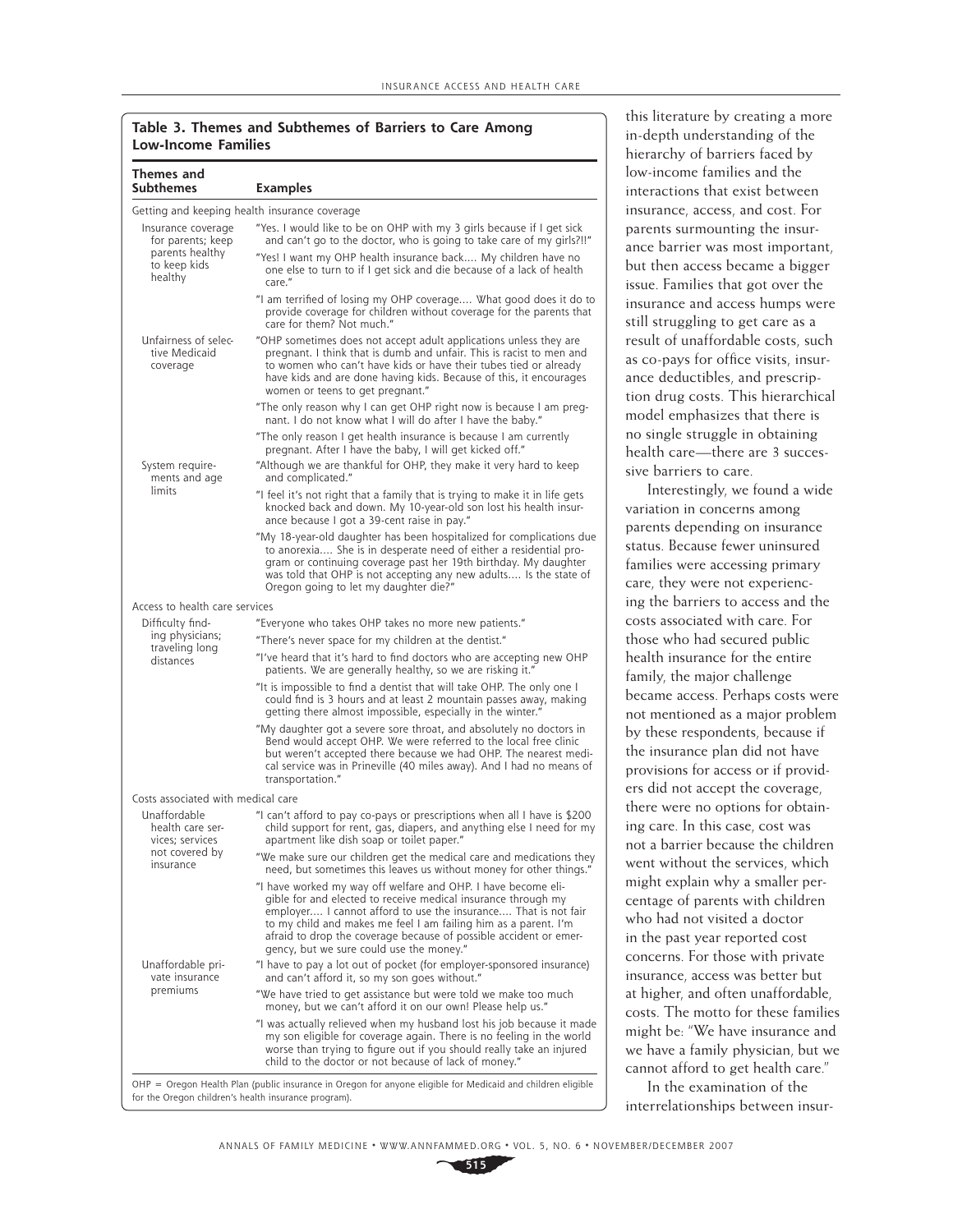**Table 3. Themes and Subthemes of Barriers to Care Among Low-Income Families**

| Themes and Subthemes | Examples |
|---|---|
| Getting and keeping health insurance coverage | |
| Insurance coverage for parents; keep parents healthy to keep kids healthy | "Yes. I would like to be on OHP with my 3 girls because if I get sick and can't go to the doctor, who is going to take care of my girls?!!" |
| | "Yes! I want my OHP health insurance back.... My children have no one else to turn to if I get sick and die because of a lack of health care." |
| | "I am terrified of losing my OHP coverage.... What good does it do to provide coverage for children without coverage for the parents that care for them? Not much." |
| Unfairness of selective Medicaid coverage | "OHP sometimes does not accept adult applications unless they are pregnant. I think that is dumb and unfair. This is racist to men and to women who can't have kids or have their tubes tied or already have kids and are done having kids. Because of this, it encourages women or teens to get pregnant." |
| | "The only reason why I can get OHP right now is because I am pregnant. I do not know what I will do after I have the baby." |
| | "The only reason I get health insurance is because I am currently pregnant. After I have the baby, I will get kicked off." |
| System requirements and age limits | "Although we are thankful for OHP, they make it very hard to keep and complicated." |
| | "I feel it's not right that a family that is trying to make it in life gets knocked back and down. My 10-year-old son lost his health insurance because I got a 39-cent raise in pay." |
| | "My 18-year-old daughter has been hospitalized for complications due to anorexia.... She is in desperate need of either a residential program or continuing coverage past her 19th birthday. My daughter was told that OHP is not accepting any new adults.... Is the state of Oregon going to let my daughter die?" |
| Access to health care services | |
| Difficulty finding physicians; traveling long distances | "Everyone who takes OHP takes no more new patients." |
| | "There's never space for my children at the dentist." |
| | "I've heard that it's hard to find doctors who are accepting new OHP patients. We are generally healthy, so we are risking it." |
| | "It is impossible to find a dentist that will take OHP. The only one I could find is 3 hours and at least 2 mountain passes away, making getting there almost impossible, especially in the winter." |
| | "My daughter got a severe sore throat, and absolutely no doctors in Bend would accept OHP. We were referred to the local free clinic but weren't accepted there because we had OHP. The nearest medical service was in Prineville (40 miles away). And I had no means of transportation." |
| Costs associated with medical care | |
| Unaffordable health care services; services not covered by insurance | "I can't afford to pay co-pays or prescriptions when all I have is $200 child support for rent, gas, diapers, and anything else I need for my apartment like dish soap or toilet paper." |
| | "We make sure our children get the medical care and medications they need, but sometimes this leaves us without money for other things." |
| | "I have worked my way off welfare and OHP. I have become eligible for and elected to receive medical insurance through my employer.... I cannot afford to use the insurance.... That is not fair to my child and makes me feel I am failing him as a parent. I'm afraid to drop the coverage because of possible accident or emergency, but we sure could use the money." |
| Unaffordable private insurance premiums | "I have to pay a lot out of pocket (for employer-sponsored insurance) and can't afford it, so my son goes without." |
| | "We have tried to get assistance but were told we make too much money, but we can't afford it on our own! Please help us." |
| | "I was actually relieved when my husband lost his job because it made my son eligible for coverage again. There is no feeling in the world worse than trying to figure out if you should really take an injured child to the doctor or not because of lack of money." |

OHP = Oregon Health Plan (public insurance in Oregon for anyone eligible for Medicaid and children eligible for the Oregon children's health insurance program).

this literature by creating a more in-depth understanding of the hierarchy of barriers faced by low-income families and the interactions that exist between insurance, access, and cost. For parents surmounting the insurance barrier was most important, but then access became a bigger issue. Families that got over the insurance and access humps were still struggling to get care as a result of unaffordable costs, such as co-pays for office visits, insurance deductibles, and prescription drug costs. This hierarchical model emphasizes that there is no single struggle in obtaining health care—there are 3 successive barriers to care.

Interestingly, we found a wide variation in concerns among parents depending on insurance status. Because fewer uninsured families were accessing primary care, they were not experiencing the barriers to access and the costs associated with care. For those who had secured public health insurance for the entire family, the major challenge became access. Perhaps costs were not mentioned as a major problem by these respondents, because if the insurance plan did not have provisions for access or if providers did not accept the coverage, there were no options for obtaining care. In this case, cost was not a barrier because the children went without the services, which might explain why a smaller percentage of parents with children who had not visited a doctor in the past year reported cost concerns. For those with private insurance, access was better but at higher, and often unaffordable, costs. The motto for these families might be: "We have insurance and we have a family physician, but we cannot afford to get health care."

In the examination of the interrelationships between insur-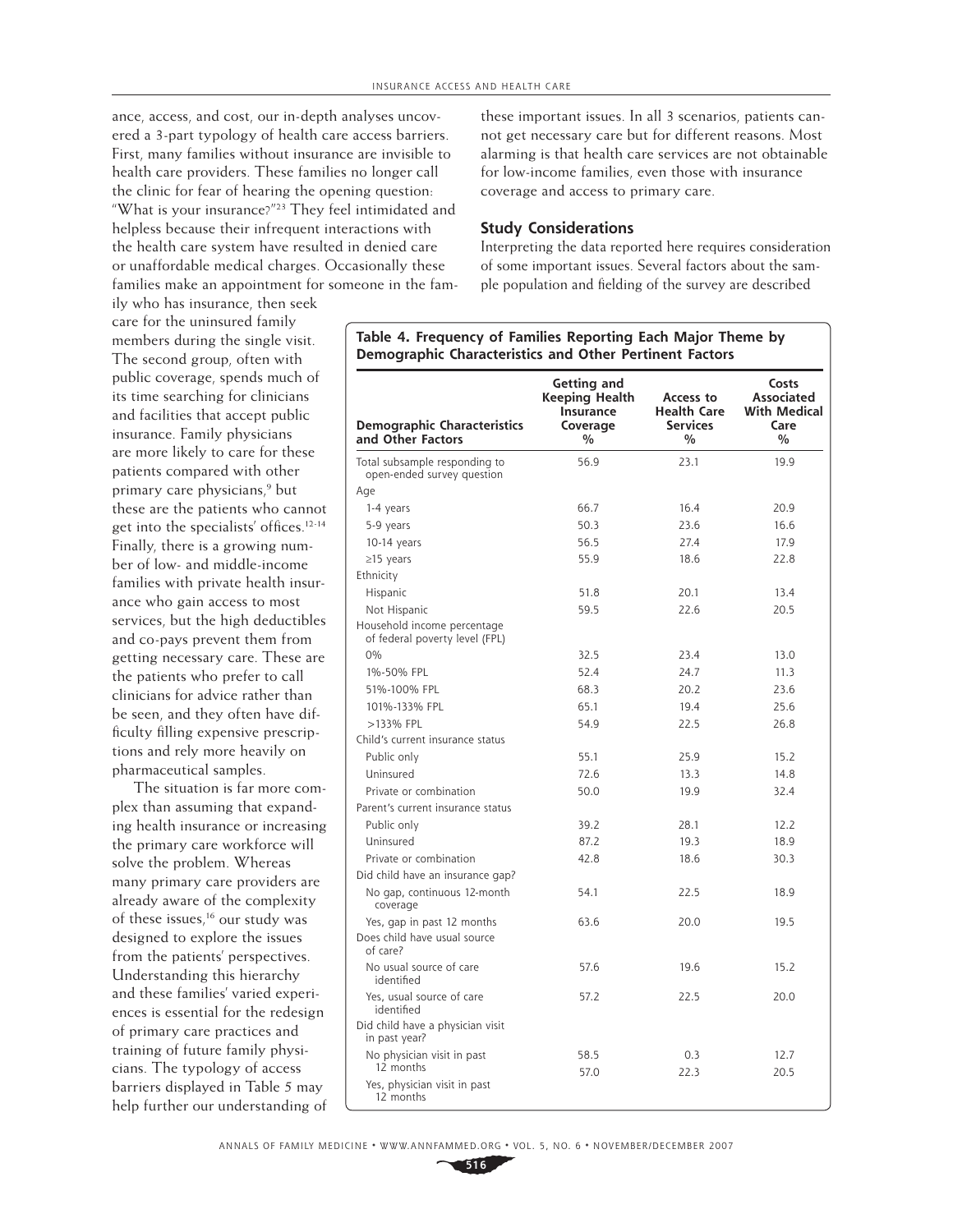ance, access, and cost, our in-depth analyses uncovered a 3-part typology of health care access barriers. First, many families without insurance are invisible to health care providers. These families no longer call the clinic for fear of hearing the opening question: "What is your insurance?"[23] They feel intimidated and helpless because their infrequent interactions with the health care system have resulted in denied care or unaffordable medical charges. Occasionally these families make an appointment for someone in the family who has insurance, then seek care for the uninsured family members during the single visit. The second group, often with public coverage, spends much of its time searching for clinicians and facilities that accept public insurance. Family physicians are more likely to care for these patients compared with other primary care physicians,[9] but these are the patients who cannot get into the specialists' offices.[12-14] Finally, there is a growing number of low- and middle-income families with private health insurance who gain access to most services, but the high deductibles and co-pays prevent them from getting necessary care. These are the patients who prefer to call clinicians for advice rather than be seen, and they often have difficulty filling expensive prescriptions and rely more heavily on pharmaceutical samples.

The situation is far more complex than assuming that expanding health insurance or increasing the primary care workforce will solve the problem. Whereas many primary care providers are already aware of the complexity of these issues,[16] our study was designed to explore the issues from the patients' perspectives. Understanding this hierarchy and these families' varied experiences is essential for the redesign of primary care practices and training of future family physicians. The typology of access barriers displayed in Table 5 may help further our understanding of these important issues. In all 3 scenarios, patients cannot get necessary care but for different reasons. Most alarming is that health care services are not obtainable for low-income families, even those with insurance coverage and access to primary care.

## Study Considerations

Interpreting the data reported here requires consideration of some important issues. Several factors about the sample population and fielding of the survey are described

**Table 4. Frequency of Families Reporting Each Major Theme by Demographic Characteristics and Other Pertinent Factors**

| Demographic Characteristics and Other Factors | Getting and Keeping Health Insurance Coverage % | Access to Health Care Services % | Costs Associated With Medical Care % |
|---|---|---|---|
| Total subsample responding to open-ended survey question | 56.9 | 23.1 | 19.9 |
| Age | | | |
| 1-4 years | 66.7 | 16.4 | 20.9 |
| 5-9 years | 50.3 | 23.6 | 16.6 |
| 10-14 years | 56.5 | 27.4 | 17.9 |
| ≥15 years | 55.9 | 18.6 | 22.8 |
| Ethnicity | | | |
| Hispanic | 51.8 | 20.1 | 13.4 |
| Not Hispanic | 59.5 | 22.6 | 20.5 |
| Household income percentage of federal poverty level (FPL) | | | |
| 0% | 32.5 | 23.4 | 13.0 |
| 1%-50% FPL | 52.4 | 24.7 | 11.3 |
| 51%-100% FPL | 68.3 | 20.2 | 23.6 |
| 101%-133% FPL | 65.1 | 19.4 | 25.6 |
| >133% FPL | 54.9 | 22.5 | 26.8 |
| Child's current insurance status | | | |
| Public only | 55.1 | 25.9 | 15.2 |
| Uninsured | 72.6 | 13.3 | 14.8 |
| Private or combination | 50.0 | 19.9 | 32.4 |
| Parent's current insurance status | | | |
| Public only | 39.2 | 28.1 | 12.2 |
| Uninsured | 87.2 | 19.3 | 18.9 |
| Private or combination | 42.8 | 18.6 | 30.3 |
| Did child have an insurance gap? | | | |
| No gap, continuous 12-month coverage | 54.1 | 22.5 | 18.9 |
| Yes, gap in past 12 months | 63.6 | 20.0 | 19.5 |
| Does child have usual source of care? | | | |
| No usual source of care identified | 57.6 | 19.6 | 15.2 |
| Yes, usual source of care identified | 57.2 | 22.5 | 20.0 |
| Did child have a physician visit in past year? | | | |
| No physician visit in past 12 months | 58.5 | 0.3 | 12.7 |
| Yes, physician visit in past 12 months | 57.0 | 22.3 | 20.5 |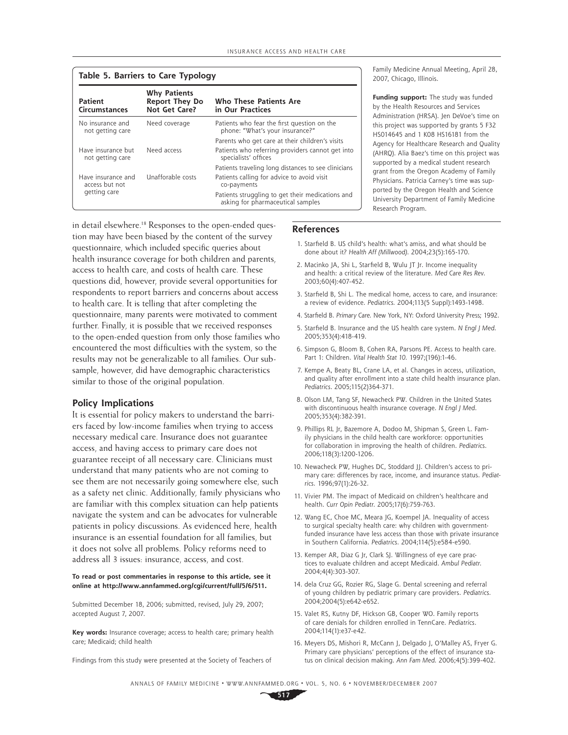**Table 5. Barriers to Care Typology**

| Patient Circumstances | Why Patients Report They Do Not Get Care? | Who These Patients Are in Our Practices |
|---|---|---|
| No insurance and not getting care | Need coverage | Patients who fear the first question on the phone: "What's your insurance?" |
| | | Parents who get care at their children's visits |
| Have insurance but not getting care | Need access | Patients who referring providers cannot get into specialists' offices |
| | | Patients traveling long distances to see clinicians |
| Have insurance and access but not getting care | Unafforable costs | Patients calling for advice to avoid visit co-payments |
| | | Patients struggling to get their medications and asking for pharmaceutical samples |

in detail elsewhere.[18] Responses to the open-ended question may have been biased by the content of the survey questionnaire, which included specific queries about health insurance coverage for both children and parents, access to health care, and costs of health care. These questions did, however, provide several opportunities for respondents to report barriers and concerns about access to health care. It is telling that after completing the questionnaire, many parents were motivated to comment further. Finally, it is possible that we received responses to the open-ended question from only those families who encountered the most difficulties with the system, so the results may not be generalizable to all families. Our subsample, however, did have demographic characteristics similar to those of the original population.

## Policy Implications

It is essential for policy makers to understand the barriers faced by low-income families when trying to access necessary medical care. Insurance does not guarantee access, and having access to primary care does not guarantee receipt of all necessary care. Clinicians must understand that many patients who are not coming to see them are not necessarily going somewhere else, such as a safety net clinic. Additionally, family physicians who are familiar with this complex situation can help patients navigate the system and can be advocates for vulnerable patients in policy discussions. As evidenced here, health insurance is an essential foundation for all families, but it does not solve all problems. Policy reforms need to address all 3 issues: insurance, access, and cost.

**To read or post commentaries in response to this article, see it online at http://www.annfammed.org/cgi/current/full/5/6/511.**

Submitted December 18, 2006; submitted, revised, July 29, 2007; accepted August 7, 2007.

**Key words:** Insurance coverage; access to health care; primary health care; Medicaid; child health

Findings from this study were presented at the Society of Teachers of Family Medicine Annual Meeting, April 28, 2007, Chicago, Illinois.

**Funding support:** The study was funded by the Health Resources and Services Administration (HRSA). Jen DeVoe's time on this project was supported by grants 5 F32 HS014645 and 1 K08 HS16181 from the Agency for Healthcare Research and Quality (AHRQ). Alia Baez's time on this project was supported by a medical student research grant from the Oregon Academy of Family Physicians. Patricia Carney's time was supported by the Oregon Health and Science University Department of Family Medicine Research Program.

## References

1. Starfield B. US child's health: what's amiss, and what should be done about it? *Health Aff (Millwood).* 2004;23(5):165-170.
2. Macinko JA, Shi L, Starfield B, Wulu JT Jr. Income inequality and health: a critical review of the literature. *Med Care Res Rev.* 2003;60(4):407-452.
3. Starfield B, Shi L. The medical home, access to care, and insurance: a review of evidence. *Pediatrics.* 2004;113(5 Suppl):1493-1498.
4. Starfield B. *Primary Care.* New York, NY: Oxford University Press; 1992.
5. Starfield B. Insurance and the US health care system. *N Engl J Med.* 2005;353(4):418-419.
6. Simpson G, Bloom B, Cohen RA, Parsons PE. Access to health care. Part 1: Children. *Vital Health Stat 10.* 1997;(196):1-46.
7. Kempe A, Beaty BL, Crane LA, et al. Changes in access, utilization, and quality after enrollment into a state child health insurance plan. *Pediatrics.* 2005;115(2)364-371.
8. Olson LM, Tang SF, Newacheck PW. Children in the United States with discontinuous health insurance coverage. *N Engl J Med.* 2005;353(4):382-391.
9. Phillips RL Jr, Bazemore A, Dodoo M, Shipman S, Green L. Family physicians in the child health care workforce: opportunities for collaboration in improving the health of children. *Pediatrics.* 2006;118(3):1200-1206.
10. Newacheck PW, Hughes DC, Stoddard JJ. Children's access to primary care: differences by race, income, and insurance status. *Pediatrics.* 1996;97(1):26-32.
11. Vivier PM. The impact of Medicaid on children's healthcare and health. *Curr Opin Pediatr.* 2005;17(6):759-763.
12. Wang EC, Choe MC, Meara JG, Koempel JA. Inequality of access to surgical specialty health care: why children with government-funded insurance have less access than those with private insurance in Southern California. *Pediatrics.* 2004;114(5):e584-e590.
13. Kemper AR, Diaz G Jr, Clark SJ. Willingness of eye care practices to evaluate children and accept Medicaid. *Ambul Pediatr.* 2004;4(4):303-307.
14. dela Cruz GG, Rozier RG, Slage G. Dental screening and referral of young children by pediatric primary care providers. *Pediatrics.* 2004;2004(5):e642-e652.
15. Valet RS, Kutny DF, Hickson GB, Cooper WO. Family reports of care denials for children enrolled in TennCare. *Pediatrics.* 2004;114(1):e37-e42.
16. Meyers DS, Mishori R, McCann J, Delgado J, O'Malley AS, Fryer G. Primary care physicians' perceptions of the effect of insurance status on clinical decision making. *Ann Fam Med.* 2006;4(5):399-402.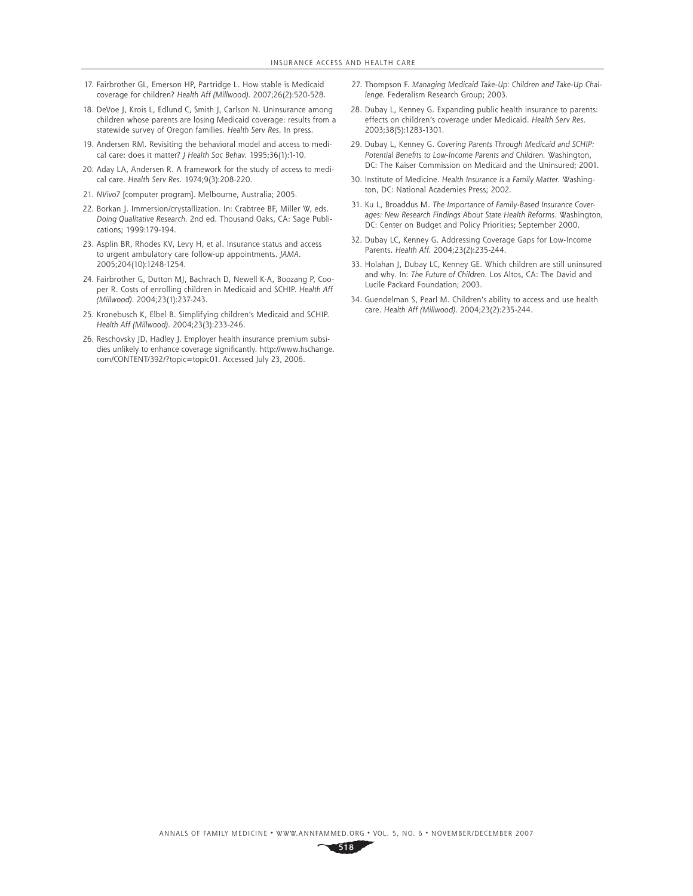17. Fairbrother GL, Emerson HP, Partridge L. How stable is Medicaid coverage for children? *Health Aff (Millwood).* 2007;26(2):520-528.

18. DeVoe J, Krois L, Edlund C, Smith J, Carlson N. Uninsurance among children whose parents are losing Medicaid coverage: results from a statewide survey of Oregon families. *Health Serv Res.* In press.

19. Andersen RM. Revisiting the behavioral model and access to medical care: does it matter? *J Health Soc Behav.* 1995;36(1):1-10.

20. Aday LA, Andersen R. A framework for the study of access to medical care. *Health Serv Res.* 1974;9(3):208-220.

21. *NVivo7* [computer program]. Melbourne, Australia; 2005.

22. Borkan J. Immersion/crystallization. In: Crabtree BF, Miller W, eds. *Doing Qualitative Research.* 2nd ed. Thousand Oaks, CA: Sage Publications; 1999:179-194.

23. Asplin BR, Rhodes KV, Levy H, et al. Insurance status and access to urgent ambulatory care follow-up appointments. *JAMA.* 2005;204(10):1248-1254.

24. Fairbrother G, Dutton MJ, Bachrach D, Newell K-A, Boozang P, Cooper R. Costs of enrolling children in Medicaid and SCHIP. *Health Aff (Millwood).* 2004;23(1):237-243.

25. Kronebusch K, Elbel B. Simplifying children's Medicaid and SCHIP. *Health Aff (Millwood).* 2004;23(3):233-246.

26. Reschovsky JD, Hadley J. Employer health insurance premium subsidies unlikely to enhance coverage significantly. http://www.hschange.com/CONTENT/392/?topic=topic01. Accessed July 23, 2006.

27. Thompson F. *Managing Medicaid Take-Up: Children and Take-Up Challenge.* Federalism Research Group; 2003.

28. Dubay L, Kenney G. Expanding public health insurance to parents: effects on children's coverage under Medicaid. *Health Serv Res.* 2003;38(5):1283-1301.

29. Dubay L, Kenney G. *Covering Parents Through Medicaid and SCHIP: Potential Benefits to Low-Income Parents and Children.* Washington, DC: The Kaiser Commission on Medicaid and the Uninsured; 2001.

30. Institute of Medicine. *Health Insurance is a Family Matter.* Washington, DC: National Academies Press; 2002.

31. Ku L, Broaddus M. *The Importance of Family-Based Insurance Coverages: New Research Findings About State Health Reforms.* Washington, DC: Center on Budget and Policy Priorities; September 2000.

32. Dubay LC, Kenney G. Addressing Coverage Gaps for Low-Income Parents. *Health Aff.* 2004;23(2):235-244.

33. Holahan J, Dubay LC, Kenney GE. Which children are still uninsured and why. In: *The Future of Children*. Los Altos, CA: The David and Lucile Packard Foundation; 2003.

34. Guendelman S, Pearl M. Children's ability to access and use health care. *Health Aff (Millwood).* 2004;23(2):235-244.